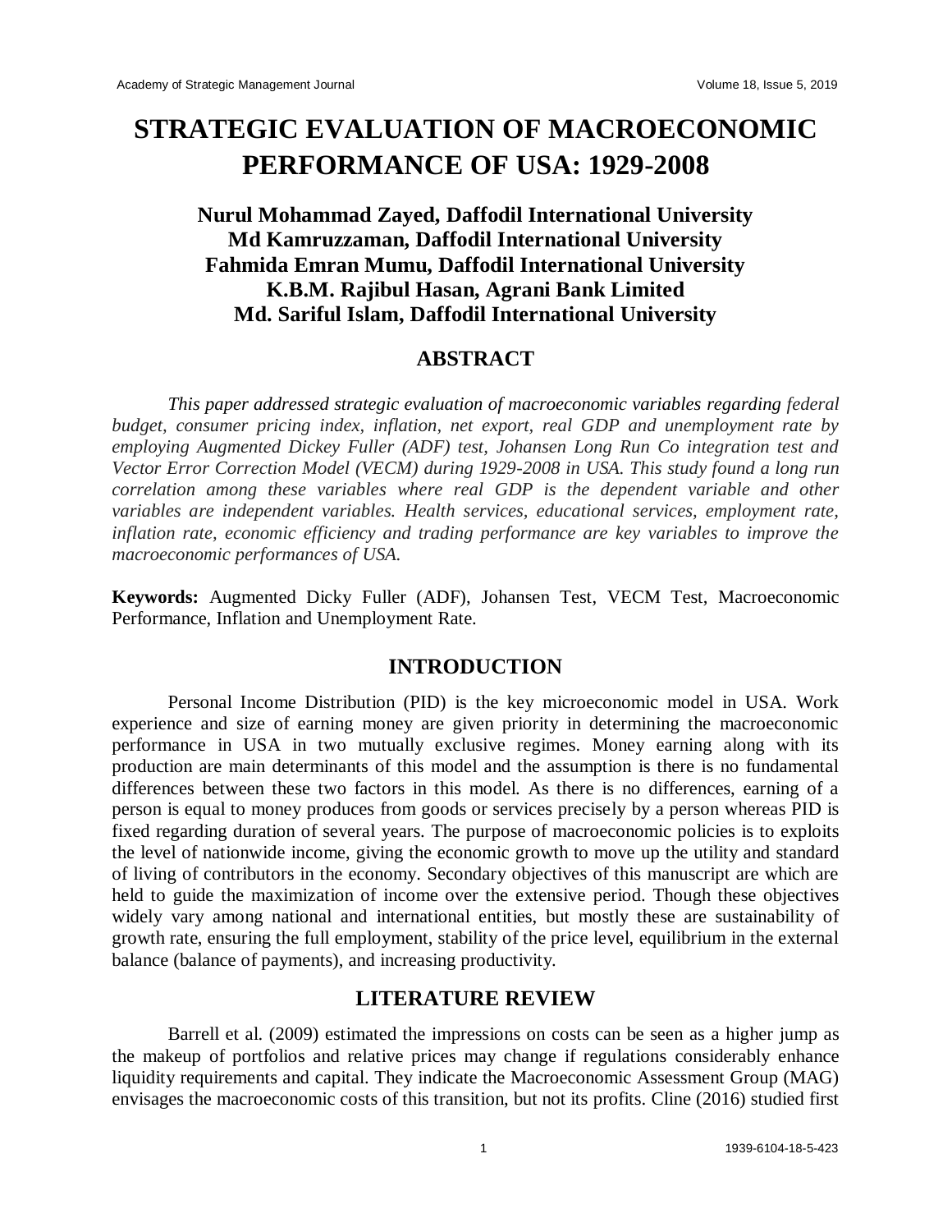# STRATEGIC EVALUATION OF MACROECONOMIC PERFORMANCE OF USA: 1929-2008

**Nurul Mohammad Zayed, Daffodil International University**
**Md Kamruzzaman, Daffodil International University**
**Fahmida Emran Mumu, Daffodil International University**
**K.B.M. Rajibul Hasan, Agrani Bank Limited**
**Md. Sariful Islam, Daffodil International University**

## ABSTRACT

*This paper addressed strategic evaluation of macroeconomic variables regarding federal budget, consumer pricing index, inflation, net export, real GDP and unemployment rate by employing Augmented Dickey Fuller (ADF) test, Johansen Long Run Co integration test and Vector Error Correction Model (VECM) during 1929-2008 in USA. This study found a long run correlation among these variables where real GDP is the dependent variable and other variables are independent variables. Health services, educational services, employment rate, inflation rate, economic efficiency and trading performance are key variables to improve the macroeconomic performances of USA.*

**Keywords:** Augmented Dicky Fuller (ADF), Johansen Test, VECM Test, Macroeconomic Performance, Inflation and Unemployment Rate.

## INTRODUCTION

Personal Income Distribution (PID) is the key microeconomic model in USA. Work experience and size of earning money are given priority in determining the macroeconomic performance in USA in two mutually exclusive regimes. Money earning along with its production are main determinants of this model and the assumption is there is no fundamental differences between these two factors in this model. As there is no differences, earning of a person is equal to money produces from goods or services precisely by a person whereas PID is fixed regarding duration of several years. The purpose of macroeconomic policies is to exploits the level of nationwide income, giving the economic growth to move up the utility and standard of living of contributors in the economy. Secondary objectives of this manuscript are which are held to guide the maximization of income over the extensive period. Though these objectives widely vary among national and international entities, but mostly these are sustainability of growth rate, ensuring the full employment, stability of the price level, equilibrium in the external balance (balance of payments), and increasing productivity.

## LITERATURE REVIEW

Barrell et al. (2009) estimated the impressions on costs can be seen as a higher jump as the makeup of portfolios and relative prices may change if regulations considerably enhance liquidity requirements and capital. They indicate the Macroeconomic Assessment Group (MAG) envisages the macroeconomic costs of this transition, but not its profits. Cline (2016) studied first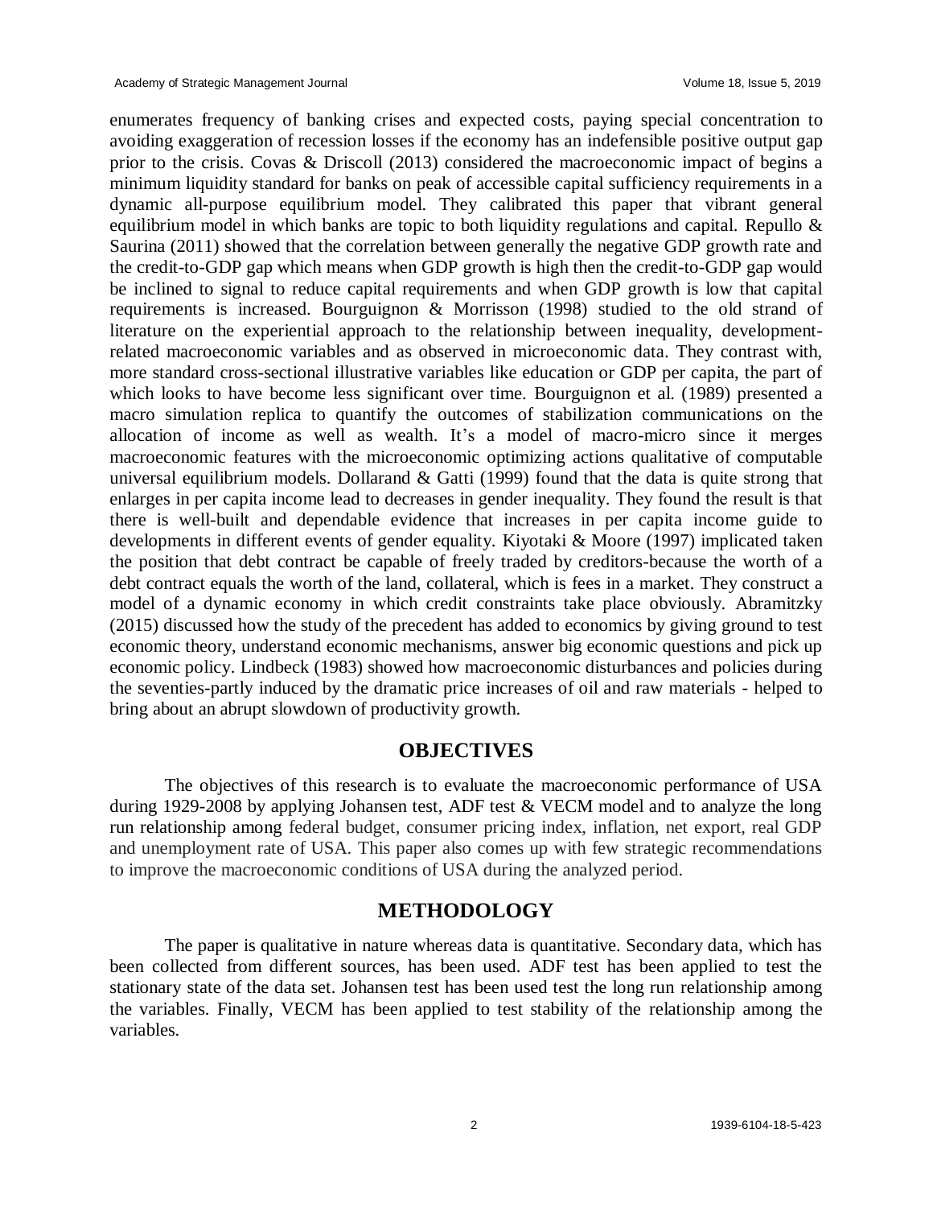enumerates frequency of banking crises and expected costs, paying special concentration to avoiding exaggeration of recession losses if the economy has an indefensible positive output gap prior to the crisis. Covas & Driscoll (2013) considered the macroeconomic impact of begins a minimum liquidity standard for banks on peak of accessible capital sufficiency requirements in a dynamic all-purpose equilibrium model. They calibrated this paper that vibrant general equilibrium model in which banks are topic to both liquidity regulations and capital. Repullo & Saurina (2011) showed that the correlation between generally the negative GDP growth rate and the credit-to-GDP gap which means when GDP growth is high then the credit-to-GDP gap would be inclined to signal to reduce capital requirements and when GDP growth is low that capital requirements is increased. Bourguignon & Morrisson (1998) studied to the old strand of literature on the experiential approach to the relationship between inequality, development-related macroeconomic variables and as observed in microeconomic data. They contrast with, more standard cross-sectional illustrative variables like education or GDP per capita, the part of which looks to have become less significant over time. Bourguignon et al. (1989) presented a macro simulation replica to quantify the outcomes of stabilization communications on the allocation of income as well as wealth. It's a model of macro-micro since it merges macroeconomic features with the microeconomic optimizing actions qualitative of computable universal equilibrium models. Dollarand & Gatti (1999) found that the data is quite strong that enlarges in per capita income lead to decreases in gender inequality. They found the result is that there is well-built and dependable evidence that increases in per capita income guide to developments in different events of gender equality. Kiyotaki & Moore (1997) implicated taken the position that debt contract be capable of freely traded by creditors-because the worth of a debt contract equals the worth of the land, collateral, which is fees in a market. They construct a model of a dynamic economy in which credit constraints take place obviously. Abramitzky (2015) discussed how the study of the precedent has added to economics by giving ground to test economic theory, understand economic mechanisms, answer big economic questions and pick up economic policy. Lindbeck (1983) showed how macroeconomic disturbances and policies during the seventies-partly induced by the dramatic price increases of oil and raw materials - helped to bring about an abrupt slowdown of productivity growth.

## OBJECTIVES

The objectives of this research is to evaluate the macroeconomic performance of USA during 1929-2008 by applying Johansen test, ADF test & VECM model and to analyze the long run relationship among federal budget, consumer pricing index, inflation, net export, real GDP and unemployment rate of USA. This paper also comes up with few strategic recommendations to improve the macroeconomic conditions of USA during the analyzed period.

## METHODOLOGY

The paper is qualitative in nature whereas data is quantitative. Secondary data, which has been collected from different sources, has been used. ADF test has been applied to test the stationary state of the data set. Johansen test has been used test the long run relationship among the variables. Finally, VECM has been applied to test stability of the relationship among the variables.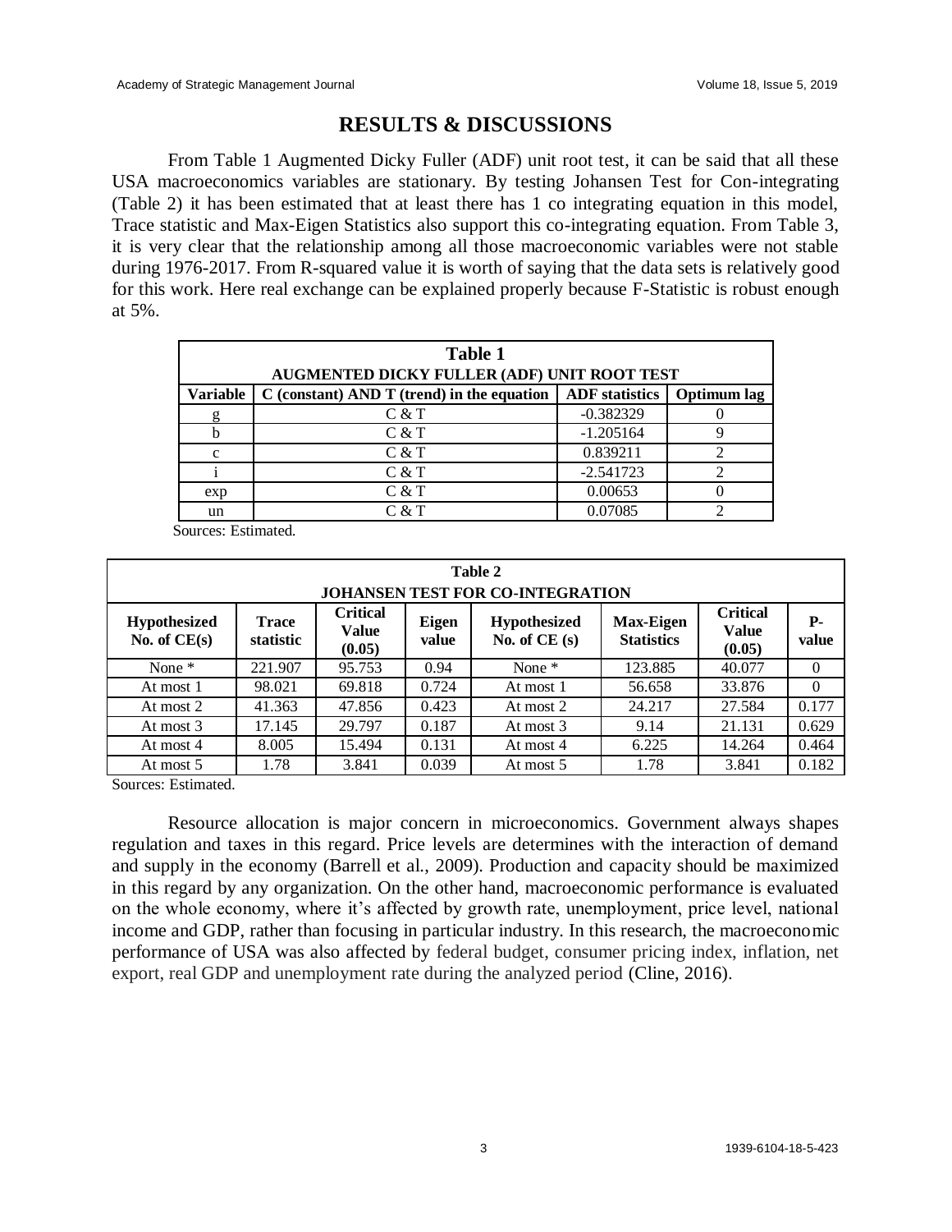## RESULTS & DISCUSSIONS

From Table 1 Augmented Dicky Fuller (ADF) unit root test, it can be said that all these USA macroeconomics variables are stationary. By testing Johansen Test for Con-integrating (Table 2) it has been estimated that at least there has 1 co integrating equation in this model, Trace statistic and Max-Eigen Statistics also support this co-integrating equation. From Table 3, it is very clear that the relationship among all those macroeconomic variables were not stable during 1976-2017. From R-squared value it is worth of saying that the data sets is relatively good for this work. Here real exchange can be explained properly because F-Statistic is robust enough at 5%.

**Table 1**
**AUGMENTED DICKY FULLER (ADF) UNIT ROOT TEST**

| Variable | C (constant) AND T (trend) in the equation | ADF statistics | Optimum lag |
|---|---|---|---|
| g | C & T | -0.382329 | 0 |
| b | C & T | -1.205164 | 9 |
| c | C & T | 0.839211 | 2 |
| i | C & T | -2.541723 | 2 |
| exp | C & T | 0.00653 | 0 |
| un | C & T | 0.07085 | 2 |

Sources: Estimated.

**Table 2**
**JOHANSEN TEST FOR CO-INTEGRATION**

| Hypothesized No. of CE(s) | Trace statistic | Critical Value (0.05) | Eigen value | Hypothesized No. of CE (s) | Max-Eigen Statistics | Critical Value (0.05) | P-value |
|---|---|---|---|---|---|---|---|
| None * | 221.907 | 95.753 | 0.94 | None * | 123.885 | 40.077 | 0 |
| At most 1 | 98.021 | 69.818 | 0.724 | At most 1 | 56.658 | 33.876 | 0 |
| At most 2 | 41.363 | 47.856 | 0.423 | At most 2 | 24.217 | 27.584 | 0.177 |
| At most 3 | 17.145 | 29.797 | 0.187 | At most 3 | 9.14 | 21.131 | 0.629 |
| At most 4 | 8.005 | 15.494 | 0.131 | At most 4 | 6.225 | 14.264 | 0.464 |
| At most 5 | 1.78 | 3.841 | 0.039 | At most 5 | 1.78 | 3.841 | 0.182 |

Sources: Estimated.

Resource allocation is major concern in microeconomics. Government always shapes regulation and taxes in this regard. Price levels are determines with the interaction of demand and supply in the economy (Barrell et al., 2009). Production and capacity should be maximized in this regard by any organization. On the other hand, macroeconomic performance is evaluated on the whole economy, where it's affected by growth rate, unemployment, price level, national income and GDP, rather than focusing in particular industry. In this research, the macroeconomic performance of USA was also affected by federal budget, consumer pricing index, inflation, net export, real GDP and unemployment rate during the analyzed period (Cline, 2016).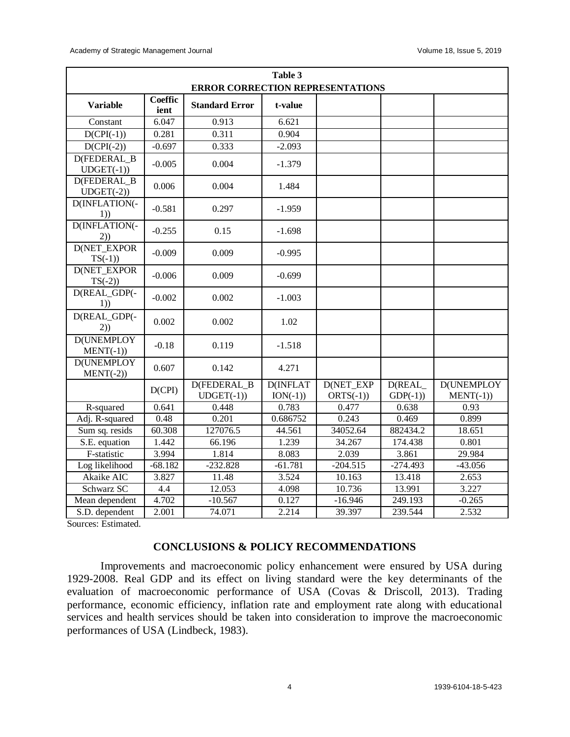**Table 3**
**ERROR CORRECTION REPRESENTATIONS**

| Variable | Coefficient | Standard Error | t-value | | | |
|---|---|---|---|---|---|---|
| Constant | 6.047 | 0.913 | 6.621 | | | |
| D(CPI(-1)) | 0.281 | 0.311 | 0.904 | | | |
| D(CPI(-2)) | -0.697 | 0.333 | -2.093 | | | |
| D(FEDERAL_BUDGET(-1)) | -0.005 | 0.004 | -1.379 | | | |
| D(FEDERAL_BUDGET(-2)) | 0.006 | 0.004 | 1.484 | | | |
| D(INFLATION(-1)) | -0.581 | 0.297 | -1.959 | | | |
| D(INFLATION(-2)) | -0.255 | 0.15 | -1.698 | | | |
| D(NET_EXPORTS(-1)) | -0.009 | 0.009 | -0.995 | | | |
| D(NET_EXPORTS(-2)) | -0.006 | 0.009 | -0.699 | | | |
| D(REAL_GDP(-1)) | -0.002 | 0.002 | -1.003 | | | |
| D(REAL_GDP(-2)) | 0.002 | 0.002 | 1.02 | | | |
| D(UNEMPLOYMENT(-1)) | -0.18 | 0.119 | -1.518 | | | |
| D(UNEMPLOYMENT(-2)) | 0.607 | 0.142 | 4.271 | | | |
| | D(CPI) | D(FEDERAL_BUDGET(-1)) | D(INFLATION(-1)) | D(NET_EXPORTS(-1)) | D(REAL_GDP(-1)) | D(UNEMPLOYMENT(-1)) |
| R-squared | 0.641 | 0.448 | 0.783 | 0.477 | 0.638 | 0.93 |
| Adj. R-squared | 0.48 | 0.201 | 0.686752 | 0.243 | 0.469 | 0.899 |
| Sum sq. resids | 60.308 | 127076.5 | 44.561 | 34052.64 | 882434.2 | 18.651 |
| S.E. equation | 1.442 | 66.196 | 1.239 | 34.267 | 174.438 | 0.801 |
| F-statistic | 3.994 | 1.814 | 8.083 | 2.039 | 3.861 | 29.984 |
| Log likelihood | -68.182 | -232.828 | -61.781 | -204.515 | -274.493 | -43.056 |
| Akaike AIC | 3.827 | 11.48 | 3.524 | 10.163 | 13.418 | 2.653 |
| Schwarz SC | 4.4 | 12.053 | 4.098 | 10.736 | 13.991 | 3.227 |
| Mean dependent | 4.702 | -10.567 | 0.127 | -16.946 | 249.193 | -0.265 |
| S.D. dependent | 2.001 | 74.071 | 2.214 | 39.397 | 239.544 | 2.532 |

Sources: Estimated.

## CONCLUSIONS & POLICY RECOMMENDATIONS

Improvements and macroeconomic policy enhancement were ensured by USA during 1929-2008. Real GDP and its effect on living standard were the key determinants of the evaluation of macroeconomic performance of USA (Covas & Driscoll, 2013). Trading performance, economic efficiency, inflation rate and employment rate along with educational services and health services should be taken into consideration to improve the macroeconomic performances of USA (Lindbeck, 1983).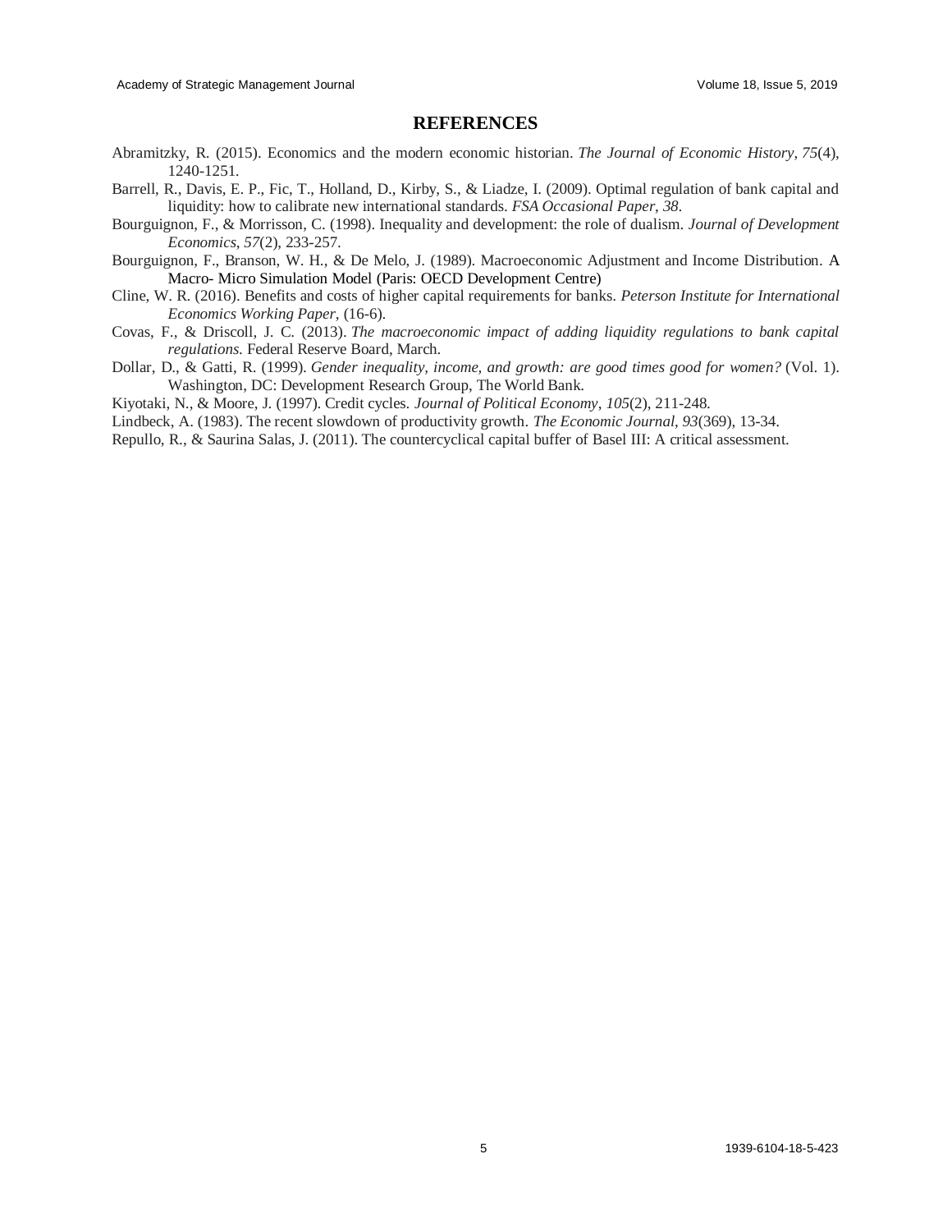# REFERENCES

Abramitzky, R. (2015). Economics and the modern economic historian. *The Journal of Economic History*, *75*(4), 1240-1251.

Barrell, R., Davis, E. P., Fic, T., Holland, D., Kirby, S., & Liadze, I. (2009). Optimal regulation of bank capital and liquidity: how to calibrate new international standards. *FSA Occasional Paper*, *38*.

Bourguignon, F., & Morrisson, C. (1998). Inequality and development: the role of dualism. *Journal of Development Economics*, *57*(2), 233-257.

Bourguignon, F., Branson, W. H., & De Melo, J. (1989). Macroeconomic Adjustment and Income Distribution. A Macro- Micro Simulation Model (Paris: OECD Development Centre)

Cline, W. R. (2016). Benefits and costs of higher capital requirements for banks. *Peterson Institute for International Economics Working Paper*, (16-6).

Covas, F., & Driscoll, J. C. (2013). *The macroeconomic impact of adding liquidity regulations to bank capital regulations*. Federal Reserve Board, March.

Dollar, D., & Gatti, R. (1999). *Gender inequality, income, and growth: are good times good for women?* (Vol. 1). Washington, DC: Development Research Group, The World Bank.

Kiyotaki, N., & Moore, J. (1997). Credit cycles. *Journal of Political Economy*, *105*(2), 211-248.

Lindbeck, A. (1983). The recent slowdown of productivity growth. *The Economic Journal*, *93*(369), 13-34.

Repullo, R., & Saurina Salas, J. (2011). The countercyclical capital buffer of Basel III: A critical assessment.